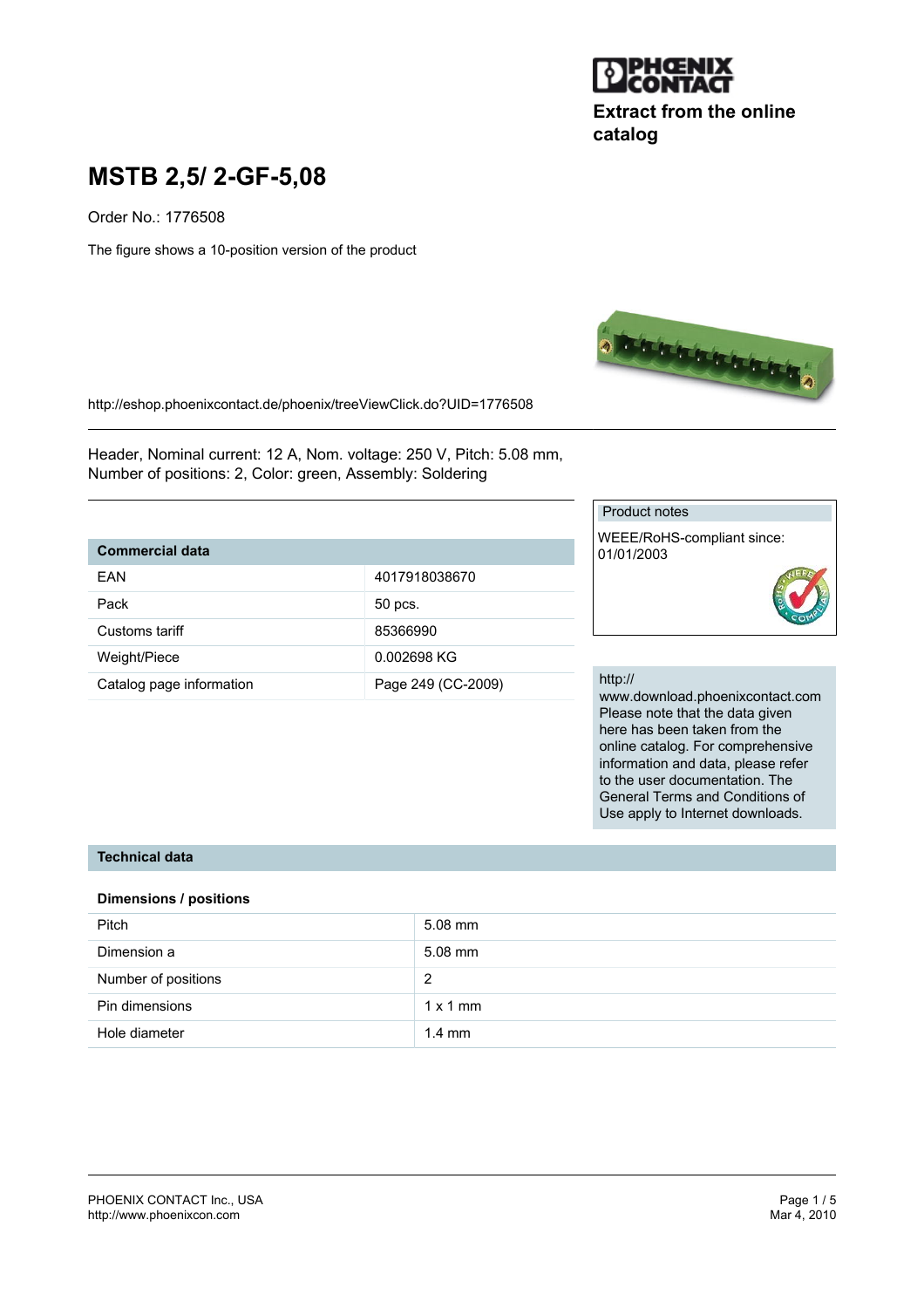Extract from the online catalog

# MSTB 2,5/ 2-GF-5,08

Order No.: 1776508

The figure shows a 10-position version of the product

http://eshop.phoenixcontact.de/phoenix/treeViewClick.do?UID=1776508

Header, Nominal current: 12 A, Nom. voltage: 250 V, Pitch: 5.08 mm, Number of positions: 2, Color: green, Assembly: Soldering

| Commercial data | |
|---|---|
| EAN | 4017918038670 |
| Pack | 50 pcs. |
| Customs tariff | 85366990 |
| Weight/Piece | 0.002698 KG |
| Catalog page information | Page 249 (CC-2009) |

**Product notes**

WEEE/RoHS-compliant since: 01/01/2003

http://www.download.phoenixcontact.com
Please note that the data given here has been taken from the online catalog. For comprehensive information and data, please refer to the user documentation. The General Terms and Conditions of Use apply to Internet downloads.

## Technical data

### Dimensions / positions

| | |
|---|---|
| Pitch | 5.08 mm |
| Dimension a | 5.08 mm |
| Number of positions | 2 |
| Pin dimensions | 1 x 1 mm |
| Hole diameter | 1.4 mm |

PHOENIX CONTACT Inc., USA
http://www.phoenixcon.com

Mar 4, 2010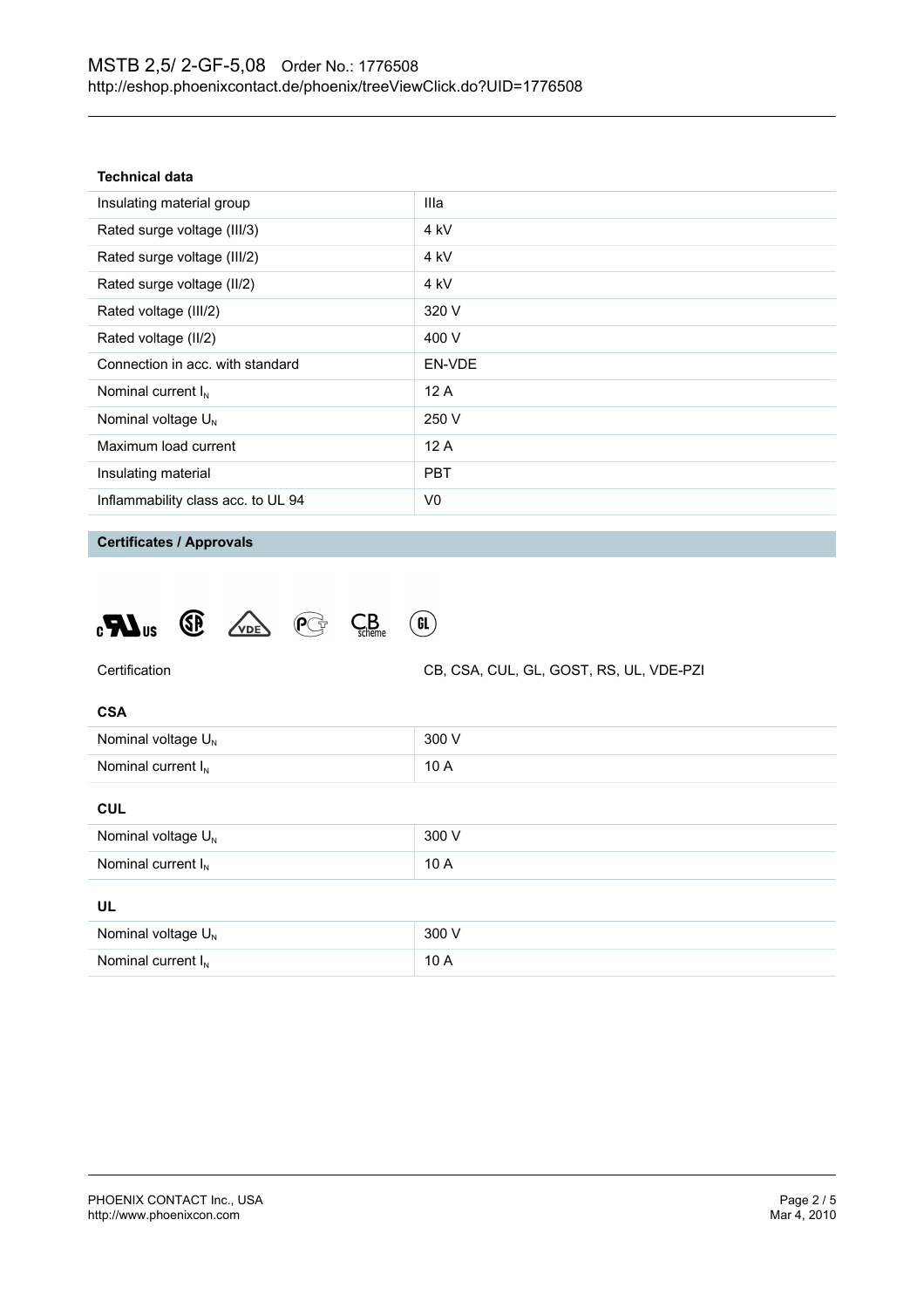### Technical data

| Technical data | |
|---|---|
| Insulating material group | IIIa |
| Rated surge voltage (III/3) | 4 kV |
| Rated surge voltage (III/2) | 4 kV |
| Rated surge voltage (II/2) | 4 kV |
| Rated voltage (III/2) | 320 V |
| Rated voltage (II/2) | 400 V |
| Connection in acc. with standard | EN-VDE |
| Nominal current $I_N$ | 12 A |
| Nominal voltage $U_N$ | 250 V |
| Maximum load current | 12 A |
| Insulating material | PBT |
| Inflammability class acc. to UL 94 | V0 |

### Certificates / Approvals

Certification: CB, CSA, CUL, GL, GOST, RS, UL, VDE-PZI

**CSA**

| CSA | |
|---|---|
| Nominal voltage $U_N$ | 300 V |
| Nominal current $I_N$ | 10 A |

**CUL**

| CUL | |
|---|---|
| Nominal voltage $U_N$ | 300 V |
| Nominal current $I_N$ | 10 A |

**UL**

| UL | |
|---|---|
| Nominal voltage $U_N$ | 300 V |
| Nominal current $I_N$ | 10 A |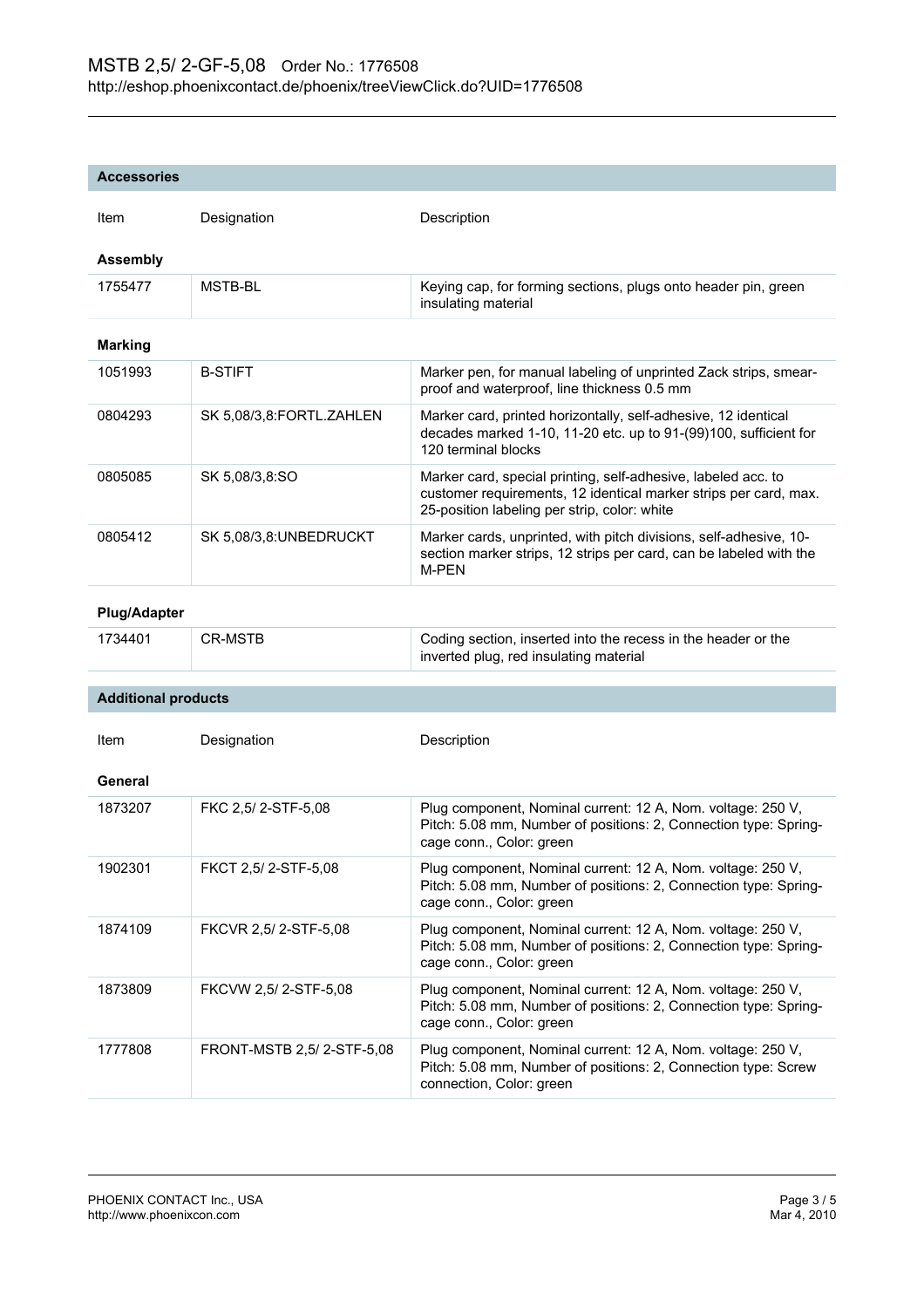## Accessories

| Item | Designation | Description |
|---|---|---|
| **Assembly** | | |
| 1755477 | MSTB-BL | Keying cap, for forming sections, plugs onto header pin, green insulating material |
| **Marking** | | |
| 1051993 | B-STIFT | Marker pen, for manual labeling of unprinted Zack strips, smear-proof and waterproof, line thickness 0.5 mm |
| 0804293 | SK 5,08/3,8:FORTL.ZAHLEN | Marker card, printed horizontally, self-adhesive, 12 identical decades marked 1-10, 11-20 etc. up to 91-(99)100, sufficient for 120 terminal blocks |
| 0805085 | SK 5,08/3,8:SO | Marker card, special printing, self-adhesive, labeled acc. to customer requirements, 12 identical marker strips per card, max. 25-position labeling per strip, color: white |
| 0805412 | SK 5,08/3,8:UNBEDRUCKT | Marker cards, unprinted, with pitch divisions, self-adhesive, 10-section marker strips, 12 strips per card, can be labeled with the M-PEN |
| **Plug/Adapter** | | |
| 1734401 | CR-MSTB | Coding section, inserted into the recess in the header or the inverted plug, red insulating material |

## Additional products

| Item | Designation | Description |
|---|---|---|
| **General** | | |
| 1873207 | FKC 2,5/ 2-STF-5,08 | Plug component, Nominal current: 12 A, Nom. voltage: 250 V, Pitch: 5.08 mm, Number of positions: 2, Connection type: Spring-cage conn., Color: green |
| 1902301 | FKCT 2,5/ 2-STF-5,08 | Plug component, Nominal current: 12 A, Nom. voltage: 250 V, Pitch: 5.08 mm, Number of positions: 2, Connection type: Spring-cage conn., Color: green |
| 1874109 | FKCVR 2,5/ 2-STF-5,08 | Plug component, Nominal current: 12 A, Nom. voltage: 250 V, Pitch: 5.08 mm, Number of positions: 2, Connection type: Spring-cage conn., Color: green |
| 1873809 | FKCVW 2,5/ 2-STF-5,08 | Plug component, Nominal current: 12 A, Nom. voltage: 250 V, Pitch: 5.08 mm, Number of positions: 2, Connection type: Spring-cage conn., Color: green |
| 1777808 | FRONT-MSTB 2,5/ 2-STF-5,08 | Plug component, Nominal current: 12 A, Nom. voltage: 250 V, Pitch: 5.08 mm, Number of positions: 2, Connection type: Screw connection, Color: green |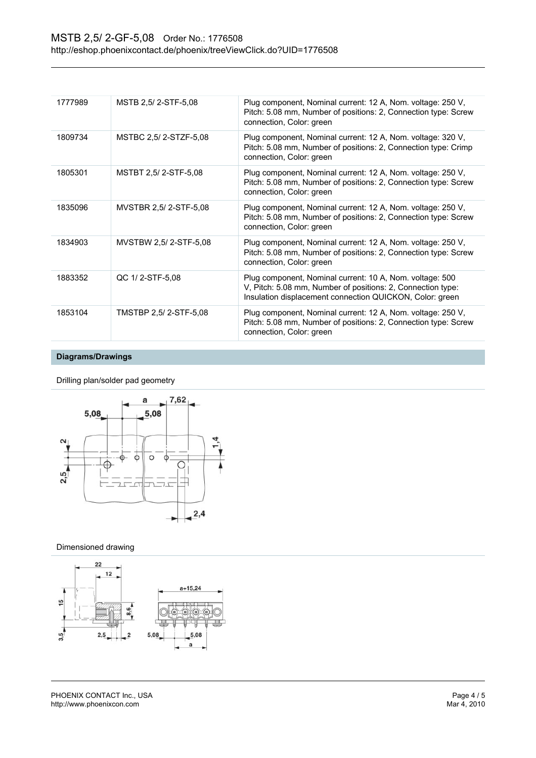| | | |
|---|---|---|
| 1777989 | MSTB 2,5/ 2-STF-5,08 | Plug component, Nominal current: 12 A, Nom. voltage: 250 V, Pitch: 5.08 mm, Number of positions: 2, Connection type: Screw connection, Color: green |
| 1809734 | MSTBC 2,5/ 2-STZF-5,08 | Plug component, Nominal current: 12 A, Nom. voltage: 320 V, Pitch: 5.08 mm, Number of positions: 2, Connection type: Crimp connection, Color: green |
| 1805301 | MSTBT 2,5/ 2-STF-5,08 | Plug component, Nominal current: 12 A, Nom. voltage: 250 V, Pitch: 5.08 mm, Number of positions: 2, Connection type: Screw connection, Color: green |
| 1835096 | MVSTBR 2,5/ 2-STF-5,08 | Plug component, Nominal current: 12 A, Nom. voltage: 250 V, Pitch: 5.08 mm, Number of positions: 2, Connection type: Screw connection, Color: green |
| 1834903 | MVSTBW 2,5/ 2-STF-5,08 | Plug component, Nominal current: 12 A, Nom. voltage: 250 V, Pitch: 5.08 mm, Number of positions: 2, Connection type: Screw connection, Color: green |
| 1883352 | QC 1/ 2-STF-5,08 | Plug component, Nominal current: 10 A, Nom. voltage: 500 V, Pitch: 5.08 mm, Number of positions: 2, Connection type: Insulation displacement connection QUICKON, Color: green |
| 1853104 | TMSTBP 2,5/ 2-STF-5,08 | Plug component, Nominal current: 12 A, Nom. voltage: 250 V, Pitch: 5.08 mm, Number of positions: 2, Connection type: Screw connection, Color: green |

## Diagrams/Drawings

Drilling plan/solder pad geometry

Dimensioned drawing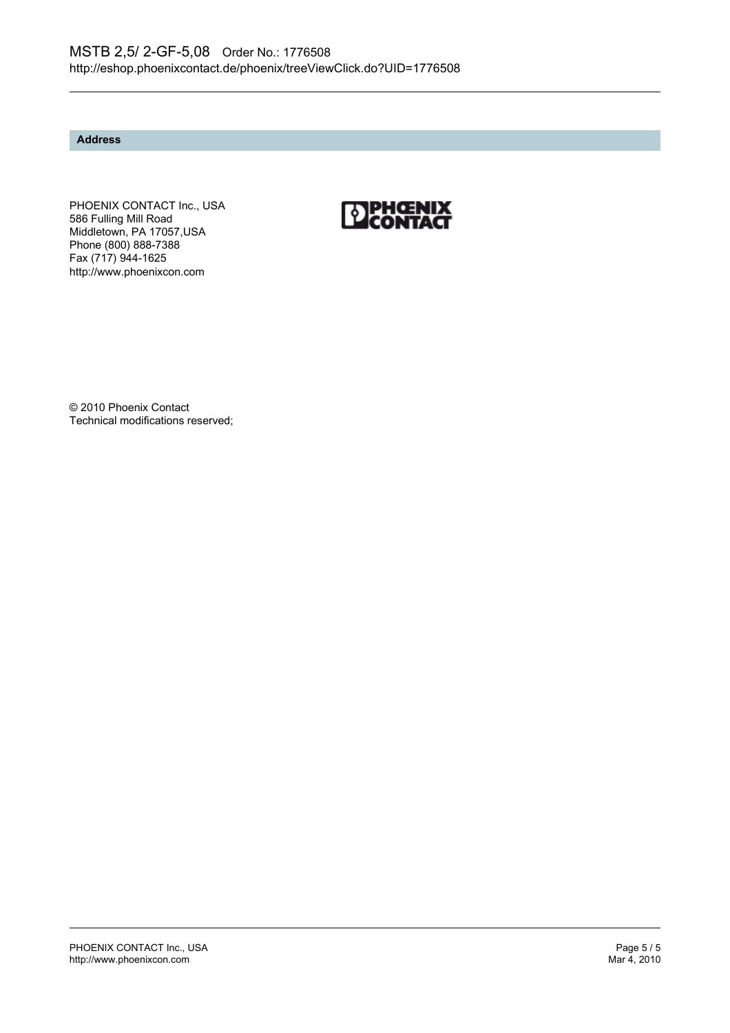## Address

PHOENIX CONTACT Inc., USA
586 Fulling Mill Road
Middletown, PA 17057,USA
Phone (800) 888-7388
Fax (717) 944-1625
http://www.phoenixcon.com

© 2010 Phoenix Contact
Technical modifications reserved;